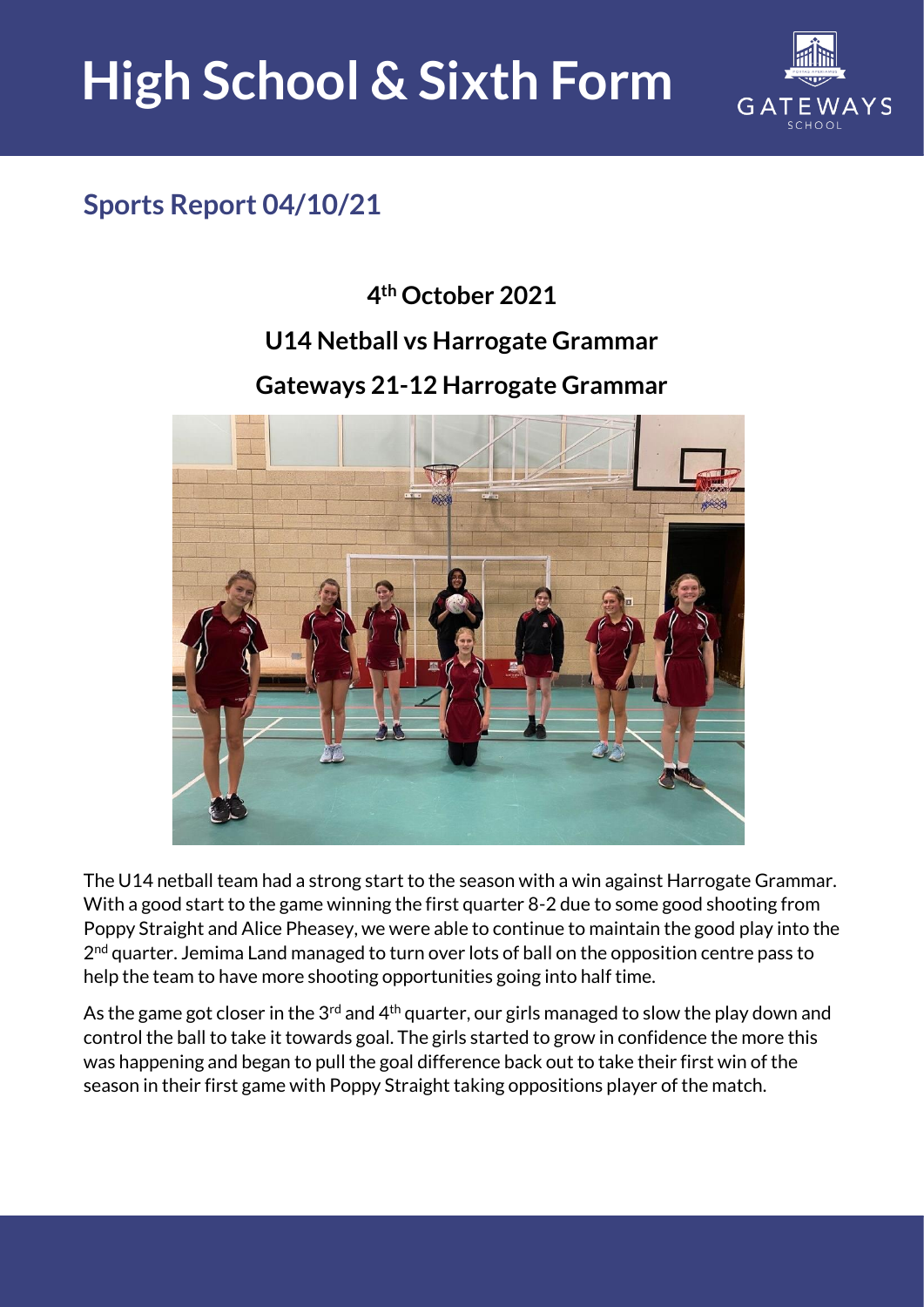# High School & Sixth Form

## Sports Report 04/10/21

### 4th October 2021

### U14 Netball vs Harrogate Grammar

### Gateways 21-12 Harrogate Grammar

The U14 netball team had a strong start to the season with a win against Harrogate Grammar. With a good start to the game winning the first quarter 8-2 due to some good shooting from Poppy Straight and Alice Pheasey, we were able to continue to maintain the good play into the 2nd quarter. Jemima Land managed to turn over lots of ball on the opposition centre pass to help the team to have more shooting opportunities going into half time.

As the game got closer in the 3rd and 4th quarter, our girls managed to slow the play down and control the ball to take it towards goal. The girls started to grow in confidence the more this was happening and began to pull the goal difference back out to take their first win of the season in their first game with Poppy Straight taking oppositions player of the match.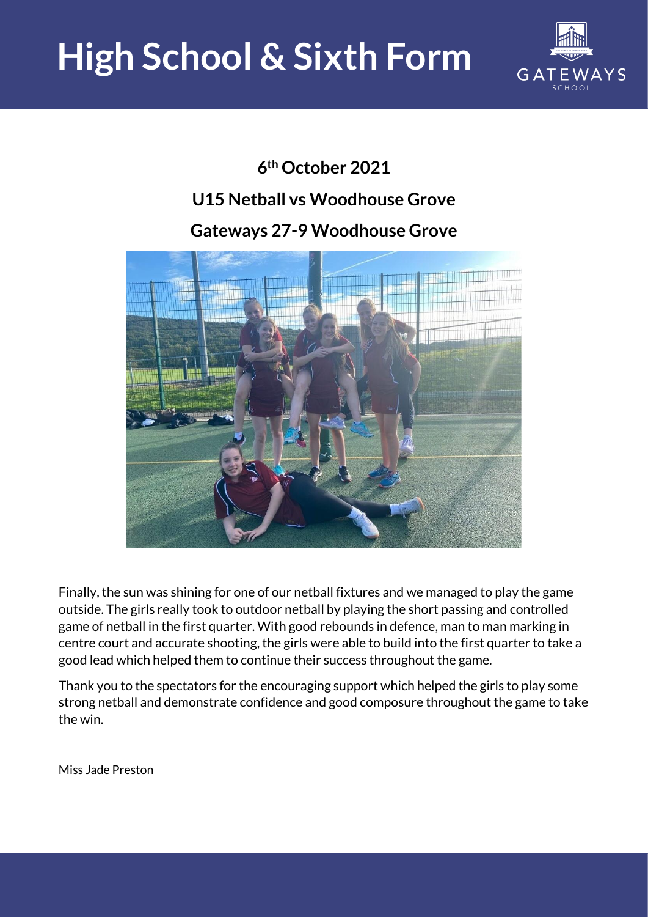# High School & Sixth Form

GATEWAYS SCHOOL

## 6th October 2021

## U15 Netball vs Woodhouse Grove

## Gateways 27-9 Woodhouse Grove

Finally, the sun was shining for one of our netball fixtures and we managed to play the game outside. The girls really took to outdoor netball by playing the short passing and controlled game of netball in the first quarter. With good rebounds in defence, man to man marking in centre court and accurate shooting, the girls were able to build into the first quarter to take a good lead which helped them to continue their success throughout the game.

Thank you to the spectators for the encouraging support which helped the girls to play some strong netball and demonstrate confidence and good composure throughout the game to take the win.

Miss Jade Preston